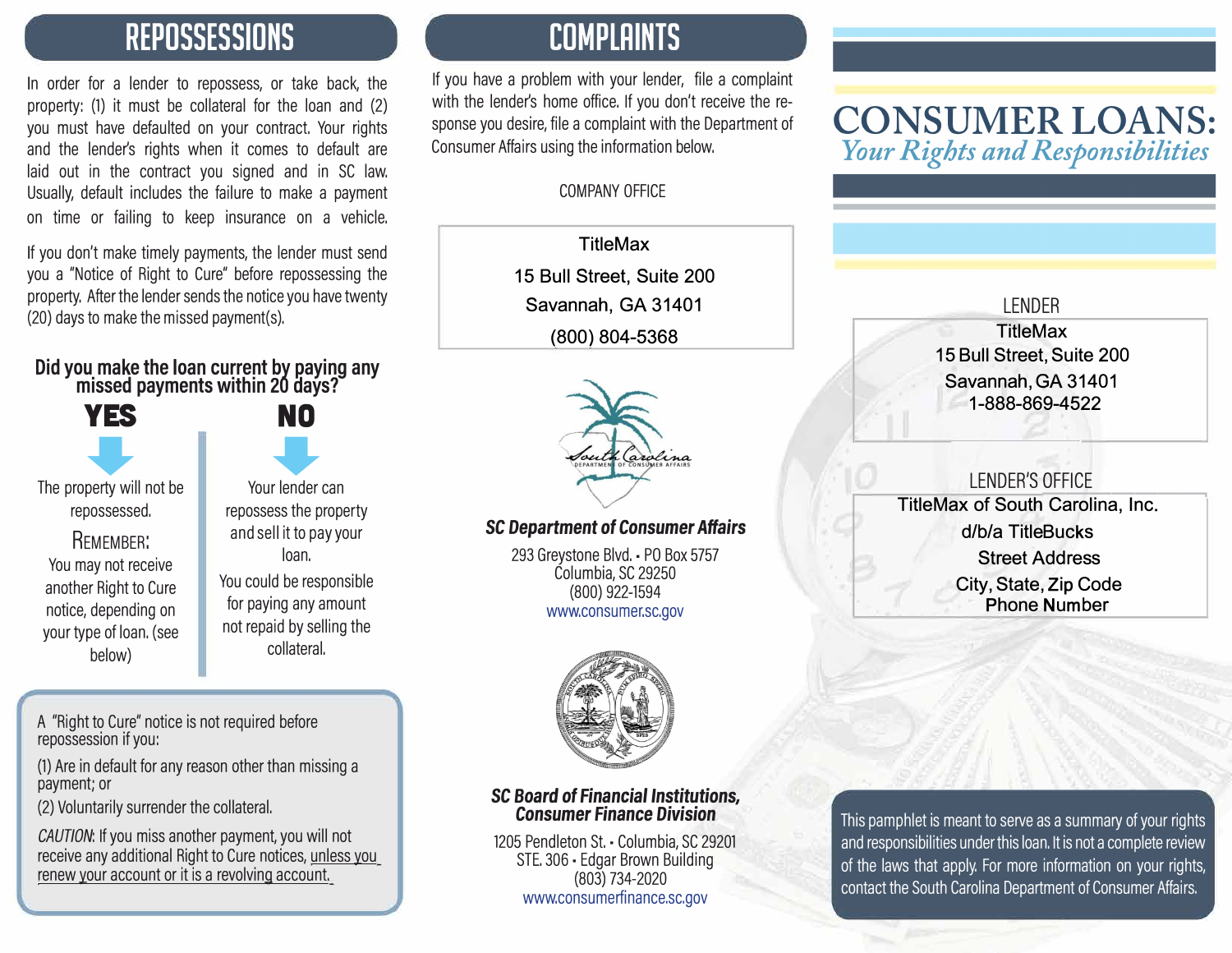## REPOSSESSIONS

In order for a lender to repossess, or take back, the property: (1) it must be collateral for the loan and (2) you must have defaulted on your contract. Your rights and the lender's rights when it comes to default are laid out in the contract you signed and in SC law. Usually, default includes the failure to make a payment on time or failing to keep insurance on a vehicle.

If you don't make timely payments, the lender must send you a "Notice of Right to Cure" before repossessing the property. After the lender sends the notice you have twenty (20) days to make the missed payment(s).

### Did you make the loan current by paying any missed payments within 20 days?

**YES**

The property will not be repossessed.

REMEMBER:
You may not receive another Right to Cure notice, depending on your type of loan. (see below)

**NO**

Your lender can repossess the property and sell it to pay your loan.

You could be responsible for paying any amount not repaid by selling the collateral.

A "Right to Cure" notice is not required before repossession if you:

(1) Are in default for any reason other than missing a payment; or

(2) Voluntarily surrender the collateral.

*CAUTION*: If you miss another payment, you will not receive any additional Right to Cure notices, unless you renew your account or it is a revolving account.

## COMPLAINTS

If you have a problem with your lender, file a complaint with the lender's home office. If you don't receive the response you desire, file a complaint with the Department of Consumer Affairs using the information below.

COMPANY OFFICE

TitleMax
15 Bull Street, Suite 200
Savannah, GA 31401
(800) 804-5368

South Carolina DEPARTMENT OF CONSUMER AFFAIRS

***SC Department of Consumer Affairs***

293 Greystone Blvd. • PO Box 5757
Columbia, SC 29250
(800) 922-1594
www.consumer.sc.gov

***SC Board of Financial Institutions, Consumer Finance Division***

1205 Pendleton St. • Columbia, SC 29201
STE. 306 • Edgar Brown Building
(803) 734-2020
www.consumerfinance.sc.gov

# CONSUMER LOANS:
## *Your Rights and Responsibilities*

LENDER

TitleMax
15 Bull Street, Suite 200
Savannah, GA 31401
1-888-869-4522

LENDER'S OFFICE

TitleMax of South Carolina, Inc.
d/b/a TitleBucks
Street Address
City, State, Zip Code
Phone Number

This pamphlet is meant to serve as a summary of your rights and responsibilities under this loan. It is not a complete review of the laws that apply. For more information on your rights, contact the South Carolina Department of Consumer Affairs.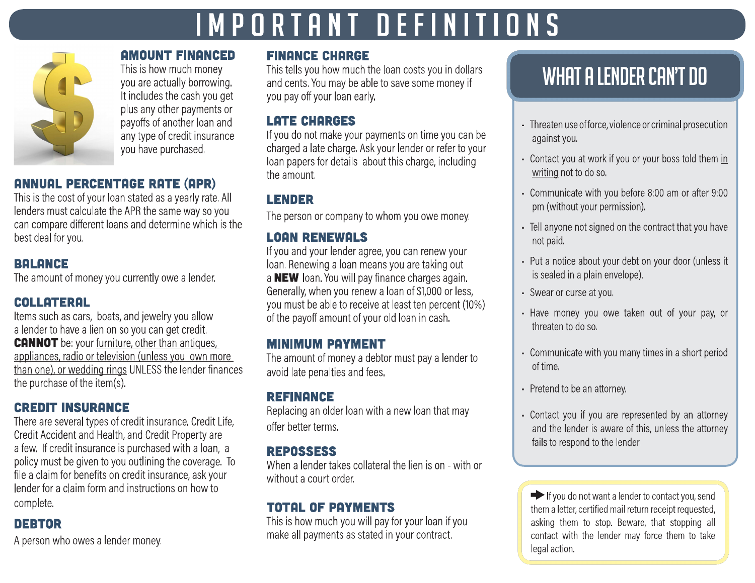# IMPORTANT DEFINITIONS

## AMOUNT FINANCED

This is how much money you are actually borrowing. It includes the cash you get plus any other payments or payoffs of another loan and any type of credit insurance you have purchased.

## ANNUAL PERCENTAGE RATE (APR)

This is the cost of your loan stated as a yearly rate. All lenders must calculate the APR the same way so you can compare different loans and determine which is the best deal for you.

## BALANCE

The amount of money you currently owe a lender.

## COLLATERAL

Items such as cars, boats, and jewelry you allow a lender to have a lien on so you can get credit. **CANNOT** be: your furniture, other than antiques, appliances, radio or television (unless you own more than one), or wedding rings UNLESS the lender finances the purchase of the item(s).

## CREDIT INSURANCE

There are several types of credit insurance. Credit Life, Credit Accident and Health, and Credit Property are a few. If credit insurance is purchased with a loan, a policy must be given to you outlining the coverage. To file a claim for benefits on credit insurance, ask your lender for a claim form and instructions on how to complete.

## DEBTOR

A person who owes a lender money.

## FINANCE CHARGE

This tells you how much the loan costs you in dollars and cents. You may be able to save some money if you pay off your loan early.

## LATE CHARGES

If you do not make your payments on time you can be charged a late charge. Ask your lender or refer to your loan papers for details about this charge, including the amount.

## LENDER

The person or company to whom you owe money.

## LOAN RENEWALS

If you and your lender agree, you can renew your loan. Renewing a loan means you are taking out a **NEW** loan. You will pay finance charges again. Generally, when you renew a loan of $1,000 or less, you must be able to receive at least ten percent (10%) of the payoff amount of your old loan in cash.

## MINIMUM PAYMENT

The amount of money a debtor must pay a lender to avoid late penalties and fees.

## REFINANCE

Replacing an older loan with a new loan that may offer better terms.

## REPOSSESS

When a lender takes collateral the lien is on - with or without a court order.

## TOTAL OF PAYMENTS

This is how much you will pay for your loan if you make all payments as stated in your contract.

## WHAT A LENDER CAN'T DO

- Threaten use of force, violence or criminal prosecution against you.
- Contact you at work if you or your boss told them in writing not to do so.
- Communicate with you before 8:00 am or after 9:00 pm (without your permission).
- Tell anyone not signed on the contract that you have not paid.
- Put a notice about your debt on your door (unless it is sealed in a plain envelope).
- Swear or curse at you.
- Have money you owe taken out of your pay, or threaten to do so.
- Communicate with you many times in a short period of time.
- Pretend to be an attorney.
- Contact you if you are represented by an attorney and the lender is aware of this, unless the attorney fails to respond to the lender.

➡ If you do not want a lender to contact you, send them a letter, certified mail return receipt requested, asking them to stop. Beware, that stopping all contact with the lender may force them to take legal action.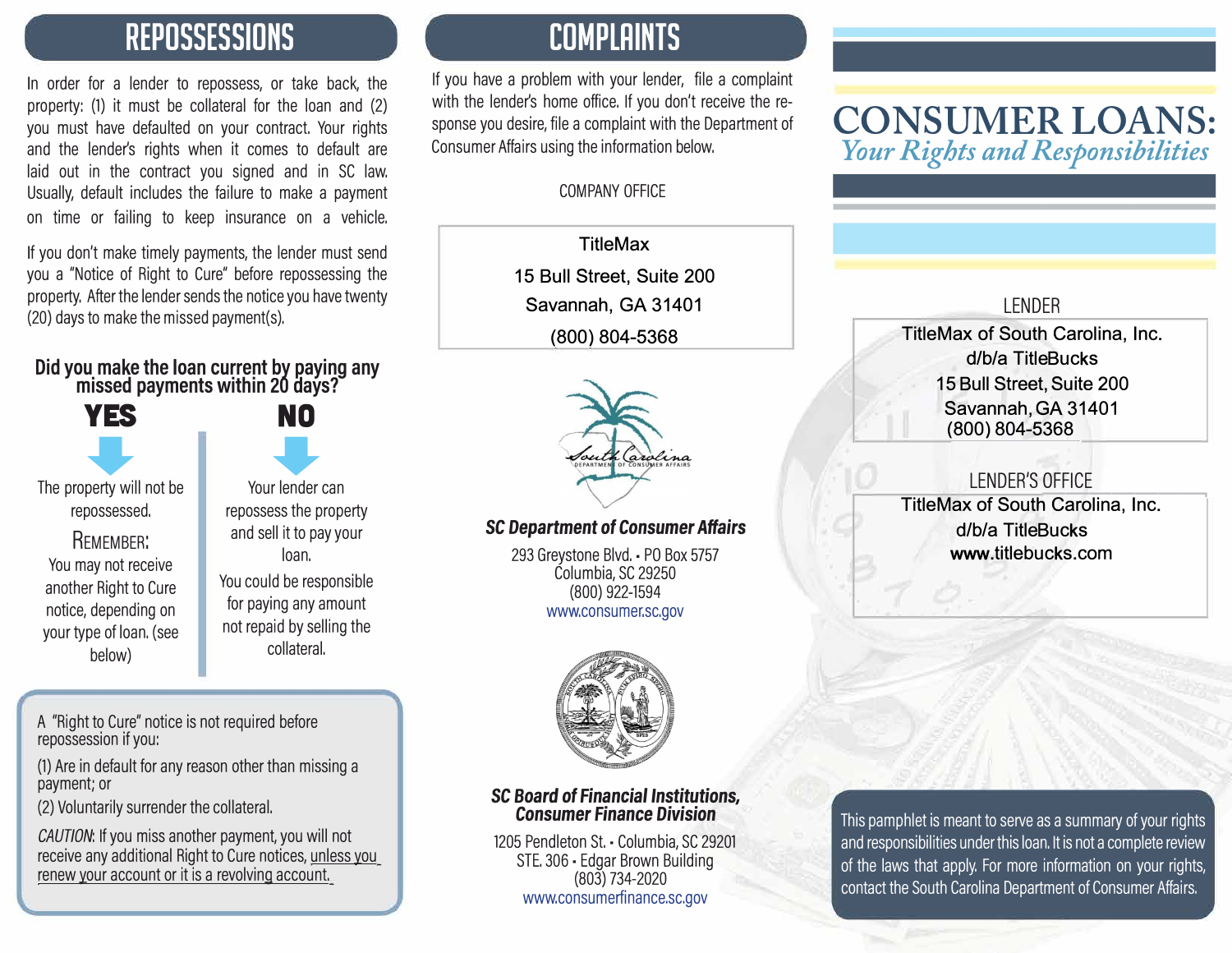## REPOSSESSIONS

In order for a lender to repossess, or take back, the property: (1) it must be collateral for the loan and (2) you must have defaulted on your contract. Your rights and the lender's rights when it comes to default are laid out in the contract you signed and in SC law. Usually, default includes the failure to make a payment on time or failing to keep insurance on a vehicle.

If you don't make timely payments, the lender must send you a "Notice of Right to Cure" before repossessing the property. After the lender sends the notice you have twenty (20) days to make the missed payment(s).

### Did you make the loan current by paying any missed payments within 20 days?

**YES**

The property will not be repossessed.

REMEMBER:
You may not receive another Right to Cure notice, depending on your type of loan. (see below)

**NO**

Your lender can repossess the property and sell it to pay your loan.

You could be responsible for paying any amount not repaid by selling the collateral.

A "Right to Cure" notice is not required before repossession if you:

(1) Are in default for any reason other than missing a payment; or

(2) Voluntarily surrender the collateral.

*CAUTION*: If you miss another payment, you will not receive any additional Right to Cure notices, unless you renew your account or it is a revolving account.

## COMPLAINTS

If you have a problem with your lender, file a complaint with the lender's home office. If you don't receive the response you desire, file a complaint with the Department of Consumer Affairs using the information below.

COMPANY OFFICE

TitleMax
15 Bull Street, Suite 200
Savannah, GA 31401
(800) 804-5368

***SC Department of Consumer Affairs***

293 Greystone Blvd. • PO Box 5757
Columbia, SC 29250
(800) 922-1594
www.consumer.sc.gov

***SC Board of Financial Institutions, Consumer Finance Division***

1205 Pendleton St. • Columbia, SC 29201
STE. 306 • Edgar Brown Building
(803) 734-2020
www.consumerfinance.sc.gov

# CONSUMER LOANS:
## *Your Rights and Responsibilities*

LENDER

TitleMax of South Carolina, Inc.
d/b/a TitleBucks
15 Bull Street, Suite 200
Savannah, GA 31401
(800) 804-5368

LENDER'S OFFICE

TitleMax of South Carolina, Inc.
d/b/a TitleBucks
www.titlebucks.com

This pamphlet is meant to serve as a summary of your rights and responsibilities under this loan. It is not a complete review of the laws that apply. For more information on your rights, contact the South Carolina Department of Consumer Affairs.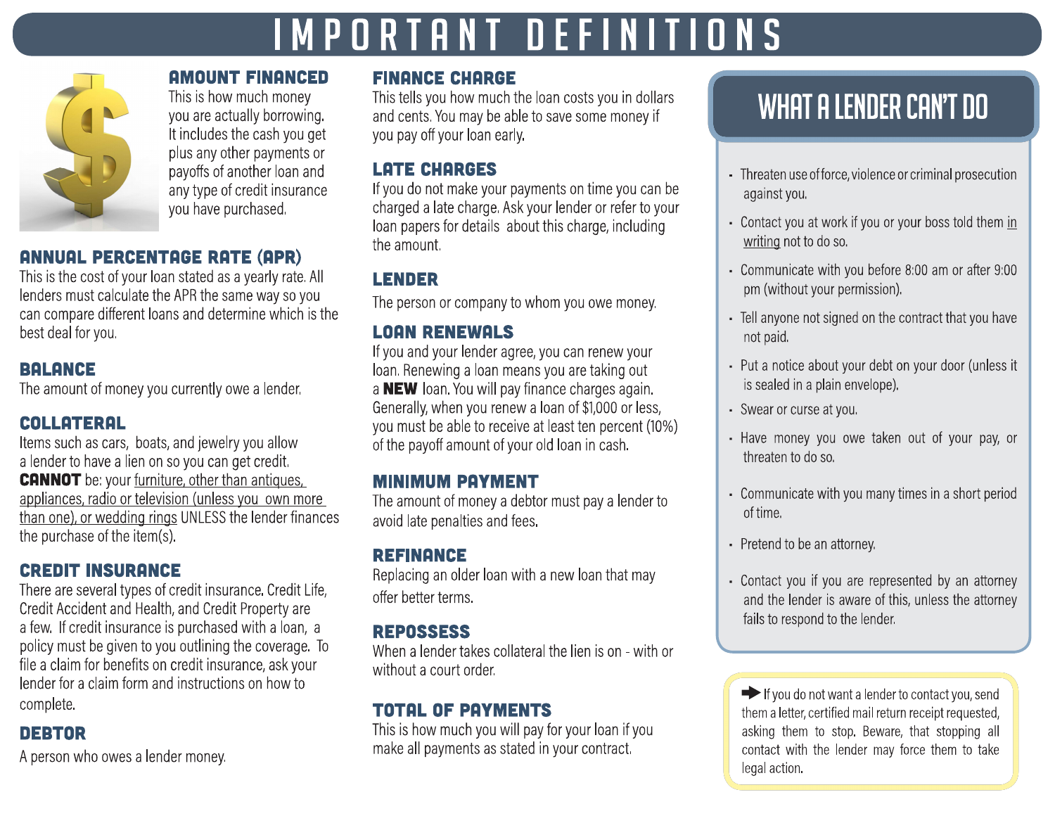# IMPORTANT DEFINITIONS

## AMOUNT FINANCED

This is how much money you are actually borrowing. It includes the cash you get plus any other payments or payoffs of another loan and any type of credit insurance you have purchased.

## ANNUAL PERCENTAGE RATE (APR)

This is the cost of your loan stated as a yearly rate. All lenders must calculate the APR the same way so you can compare different loans and determine which is the best deal for you.

## BALANCE

The amount of money you currently owe a lender.

## COLLATERAL

Items such as cars, boats, and jewelry you allow a lender to have a lien on so you can get credit. **CANNOT** be: your furniture, other than antiques, appliances, radio or television (unless you own more than one), or wedding rings UNLESS the lender finances the purchase of the item(s).

## CREDIT INSURANCE

There are several types of credit insurance. Credit Life, Credit Accident and Health, and Credit Property are a few. If credit insurance is purchased with a loan, a policy must be given to you outlining the coverage. To file a claim for benefits on credit insurance, ask your lender for a claim form and instructions on how to complete.

## DEBTOR

A person who owes a lender money.

## FINANCE CHARGE

This tells you how much the loan costs you in dollars and cents. You may be able to save some money if you pay off your loan early.

## LATE CHARGES

If you do not make your payments on time you can be charged a late charge. Ask your lender or refer to your loan papers for details about this charge, including the amount.

## LENDER

The person or company to whom you owe money.

## LOAN RENEWALS

If you and your lender agree, you can renew your loan. Renewing a loan means you are taking out a **NEW** loan. You will pay finance charges again. Generally, when you renew a loan of $1,000 or less, you must be able to receive at least ten percent (10%) of the payoff amount of your old loan in cash.

## MINIMUM PAYMENT

The amount of money a debtor must pay a lender to avoid late penalties and fees.

## REFINANCE

Replacing an older loan with a new loan that may offer better terms.

## REPOSSESS

When a lender takes collateral the lien is on - with or without a court order.

## TOTAL OF PAYMENTS

This is how much you will pay for your loan if you make all payments as stated in your contract.

## WHAT A LENDER CAN'T DO

- Threaten use of force, violence or criminal prosecution against you.
- Contact you at work if you or your boss told them in writing not to do so.
- Communicate with you before 8:00 am or after 9:00 pm (without your permission).
- Tell anyone not signed on the contract that you have not paid.
- Put a notice about your debt on your door (unless it is sealed in a plain envelope).
- Swear or curse at you.
- Have money you owe taken out of your pay, or threaten to do so.
- Communicate with you many times in a short period of time.
- Pretend to be an attorney.
- Contact you if you are represented by an attorney and the lender is aware of this, unless the attorney fails to respond to the lender.

➡ If you do not want a lender to contact you, send them a letter, certified mail return receipt requested, asking them to stop. Beware, that stopping all contact with the lender may force them to take legal action.